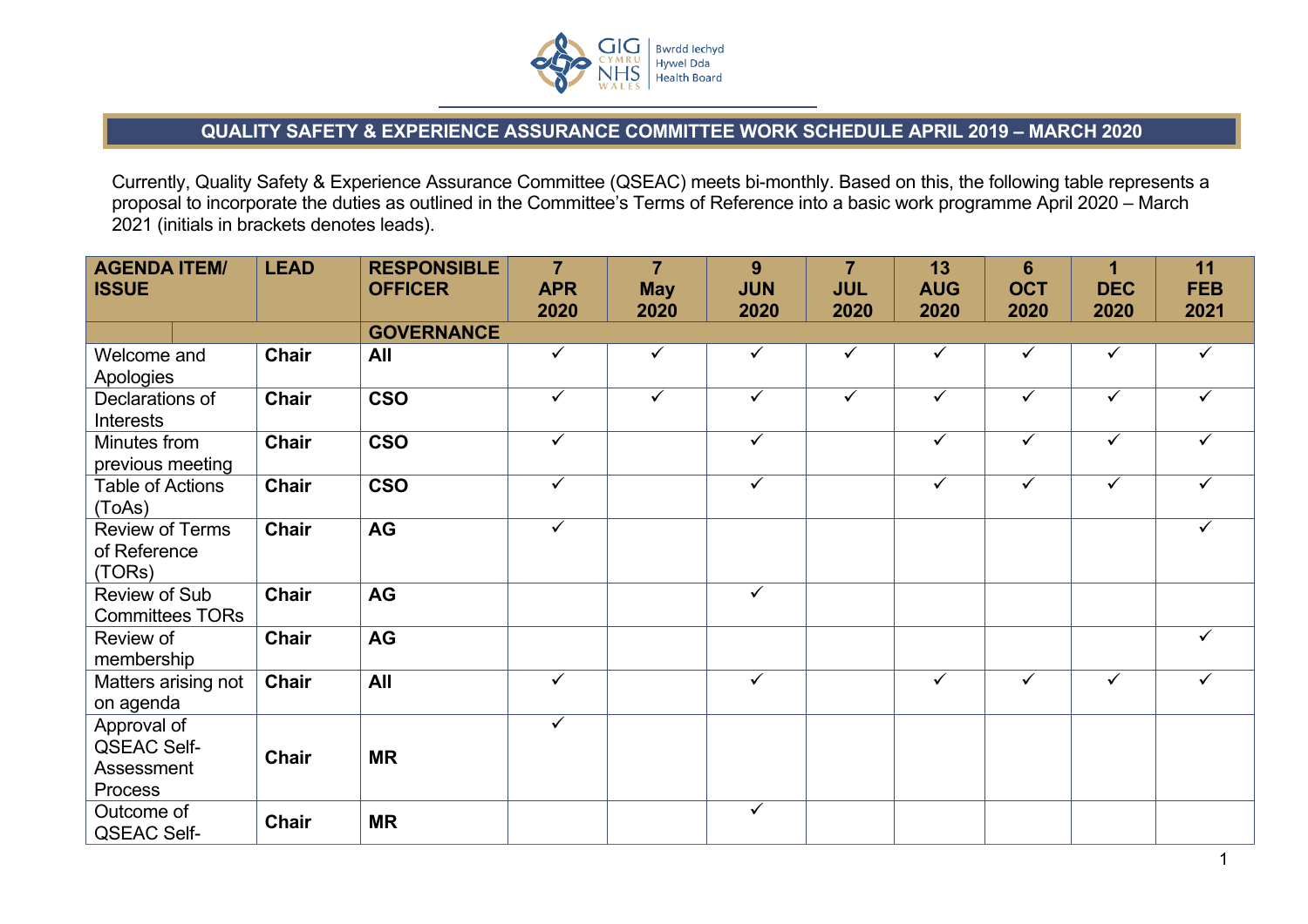## QUALITY SAFETY & EXPERIENCE ASSURANCE COMMITTEE WORK SCHEDULE APRIL 2019 – MARCH 2020

Currently, Quality Safety & Experience Assurance Committee (QSEAC) meets bi-monthly. Based on this, the following table represents a proposal to incorporate the duties as outlined in the Committee's Terms of Reference into a basic work programme April 2020 – March 2021 (initials in brackets denotes leads).

| AGENDA ITEM/ ISSUE | LEAD | RESPONSIBLE OFFICER | 7 APR 2020 | 7 May 2020 | 9 JUN 2020 | 7 JUL 2020 | 13 AUG 2020 | 6 OCT 2020 | 1 DEC 2020 | 11 FEB 2021 |
|---|---|---|---|---|---|---|---|---|---|---|
| | | **GOVERNANCE** | | | | | | | | |
| Welcome and Apologies | **Chair** | **All** | ✓ | ✓ | ✓ | ✓ | ✓ | ✓ | ✓ | ✓ |
| Declarations of Interests | **Chair** | **CSO** | ✓ | ✓ | ✓ | ✓ | ✓ | ✓ | ✓ | ✓ |
| Minutes from previous meeting | **Chair** | **CSO** | ✓ | | ✓ | | ✓ | ✓ | ✓ | ✓ |
| Table of Actions (ToAs) | **Chair** | **CSO** | ✓ | | ✓ | | ✓ | ✓ | ✓ | ✓ |
| Review of Terms of Reference (TORs) | **Chair** | **AG** | ✓ | | | | | | | ✓ |
| Review of Sub Committees TORs | **Chair** | **AG** | | | ✓ | | | | | |
| Review of membership | **Chair** | **AG** | | | | | | | | ✓ |
| Matters arising not on agenda | **Chair** | **All** | ✓ | | ✓ | | ✓ | ✓ | ✓ | ✓ |
| Approval of QSEAC Self-Assessment Process | **Chair** | **MR** | ✓ | | | | | | | |
| Outcome of QSEAC Self- | **Chair** | **MR** | | | ✓ | | | | | |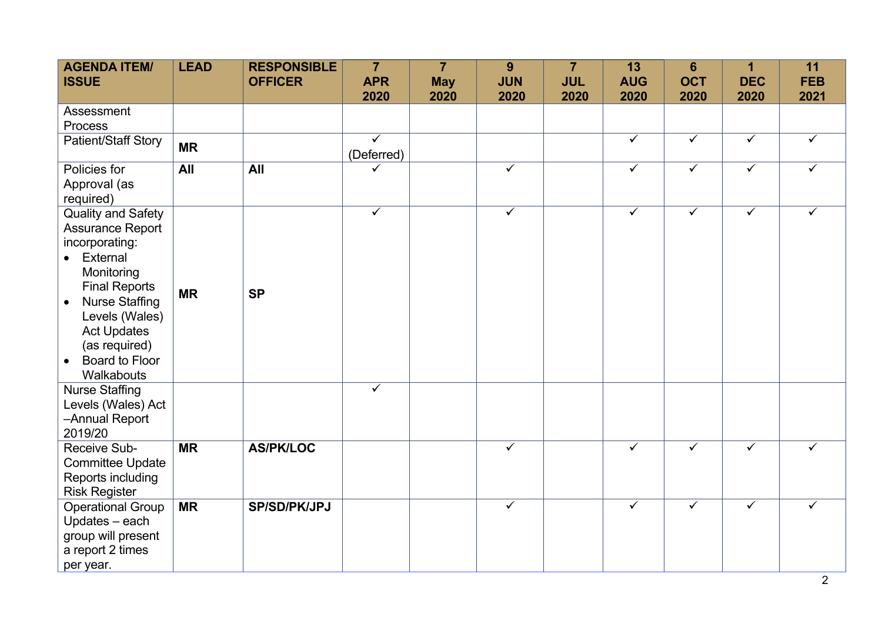| AGENDA ITEM/ ISSUE | LEAD | RESPONSIBLE OFFICER | 7 APR 2020 | 7 May 2020 | 9 JUN 2020 | 7 JUL 2020 | 13 AUG 2020 | 6 OCT 2020 | 1 DEC 2020 | 11 FEB 2021 |
|---|---|---|---|---|---|---|---|---|---|---|
| Assessment Process | | | | | | | | | | |
| Patient/Staff Story | **MR** | | ✓ (Deferred) | | | | ✓ | ✓ | ✓ | ✓ |
| Policies for Approval (as required) | **All** | **All** | ✓ | | ✓ | | ✓ | ✓ | ✓ | ✓ |
| Quality and Safety Assurance Report incorporating: <br>• External Monitoring Final Reports <br>• Nurse Staffing Levels (Wales) Act Updates (as required) <br>• Board to Floor Walkabouts | **MR** | **SP** | ✓ | | ✓ | | ✓ | ✓ | ✓ | ✓ |
| Nurse Staffing Levels (Wales) Act –Annual Report 2019/20 | | | ✓ | | | | | | | |
| Receive Sub-Committee Update Reports including Risk Register | **MR** | **AS/PK/LOC** | | | ✓ | | ✓ | ✓ | ✓ | ✓ |
| Operational Group Updates – each group will present a report 2 times per year. | **MR** | **SP/SD/PK/JPJ** | | | ✓ | | ✓ | ✓ | ✓ | ✓ |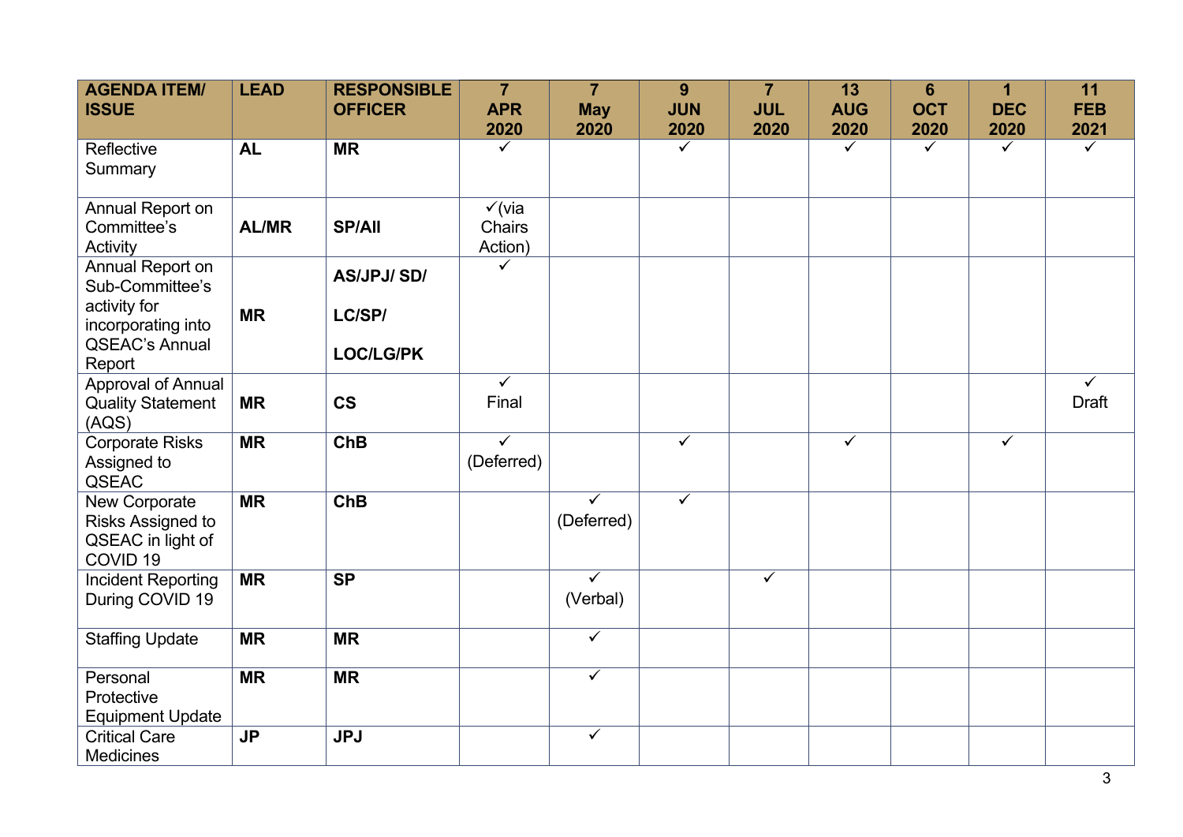| AGENDA ITEM/ ISSUE | LEAD | RESPONSIBLE OFFICER | 7 APR 2020 | 7 May 2020 | 9 JUN 2020 | 7 JUL 2020 | 13 AUG 2020 | 6 OCT 2020 | 1 DEC 2020 | 11 FEB 2021 |
|---|---|---|---|---|---|---|---|---|---|---|
| Reflective Summary | **AL** | **MR** | ✓ | | ✓ | | ✓ | ✓ | ✓ | ✓ |
| Annual Report on Committee's Activity | **AL/MR** | **SP/All** | ✓(via Chairs Action) | | | | | | | |
| Annual Report on Sub-Committee's activity for incorporating into QSEAC's Annual Report | **MR** | **AS/JPJ/ SD/ LC/SP/ LOC/LG/PK** | ✓ | | | | | | | |
| Approval of Annual Quality Statement (AQS) | **MR** | **CS** | ✓ Final | | | | | | | ✓ Draft |
| Corporate Risks Assigned to QSEAC | **MR** | **ChB** | ✓ (Deferred) | | ✓ | | ✓ | | ✓ | |
| New Corporate Risks Assigned to QSEAC in light of COVID 19 | **MR** | **ChB** | | ✓ (Deferred) | ✓ | | | | | |
| Incident Reporting During COVID 19 | **MR** | **SP** | | ✓ (Verbal) | | ✓ | | | | |
| Staffing Update | **MR** | **MR** | | ✓ | | | | | | |
| Personal Protective Equipment Update | **MR** | **MR** | | ✓ | | | | | | |
| Critical Care Medicines | **JP** | **JPJ** | | ✓ | | | | | | |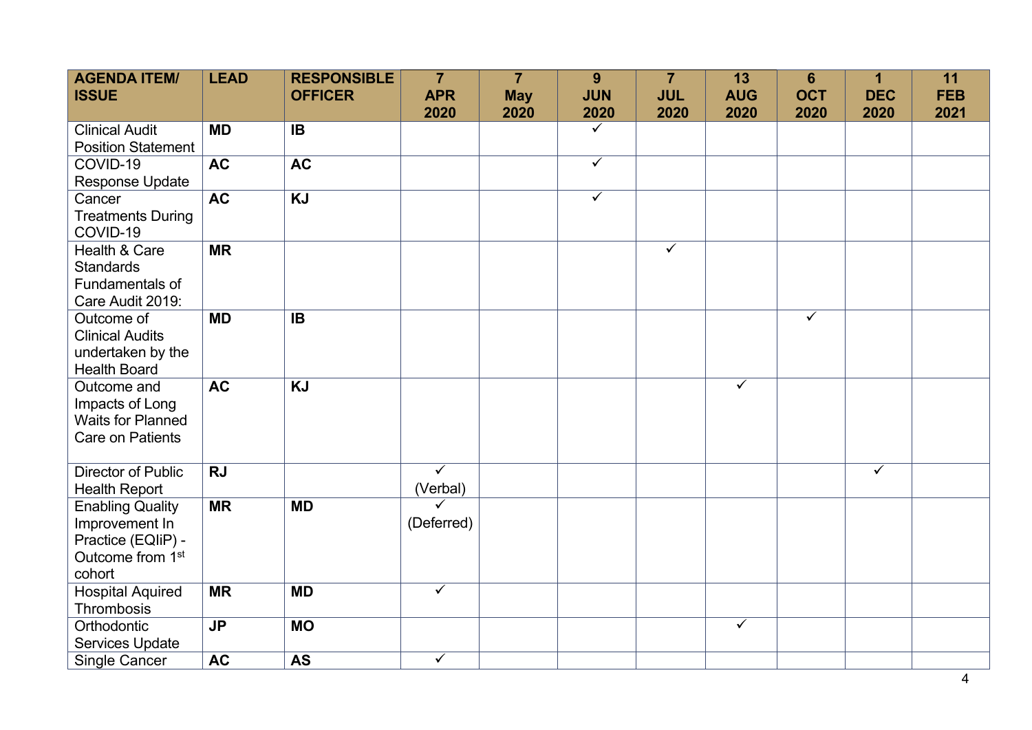| AGENDA ITEM/ ISSUE | LEAD | RESPONSIBLE OFFICER | 7 APR 2020 | 7 May 2020 | 9 JUN 2020 | 7 JUL 2020 | 13 AUG 2020 | 6 OCT 2020 | 1 DEC 2020 | 11 FEB 2021 |
|---|---|---|---|---|---|---|---|---|---|---|
| Clinical Audit Position Statement | **MD** | **IB** | | | ✓ | | | | | |
| COVID-19 Response Update | **AC** | **AC** | | | ✓ | | | | | |
| Cancer Treatments During COVID-19 | **AC** | **KJ** | | | ✓ | | | | | |
| Health & Care Standards Fundamentals of Care Audit 2019: | **MR** | | | | | ✓ | | | | |
| Outcome of Clinical Audits undertaken by the Health Board | **MD** | **IB** | | | | | | ✓ | | |
| Outcome and Impacts of Long Waits for Planned Care on Patients | **AC** | **KJ** | | | | | ✓ | | | |
| Director of Public Health Report | **RJ** | | ✓ (Verbal) | | | | | | ✓ | |
| Enabling Quality Improvement In Practice (EQIiP) - Outcome from 1st cohort | **MR** | **MD** | ✓ (Deferred) | | | | | | | |
| Hospital Aquired Thrombosis | **MR** | **MD** | ✓ | | | | | | | |
| Orthodontic Services Update | **JP** | **MO** | | | | | ✓ | | | |
| Single Cancer | **AC** | **AS** | ✓ | | | | | | | |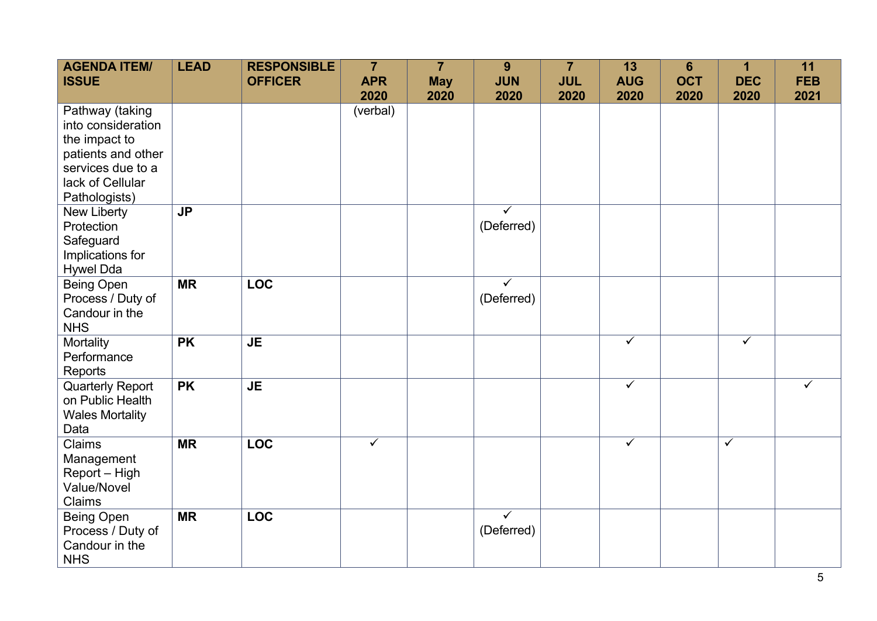| **AGENDA ITEM/ ISSUE** | **LEAD** | **RESPONSIBLE OFFICER** | **7 APR 2020** | **7 May 2020** | **9 JUN 2020** | **7 JUL 2020** | **13 AUG 2020** | **6 OCT 2020** | **1 DEC 2020** | **11 FEB 2021** |
|---|---|---|---|---|---|---|---|---|---|---|
| Pathway (taking into consideration the impact to patients and other services due to a lack of Cellular Pathologists) | | | (verbal) | | | | | | | |
| New Liberty Protection Safeguard Implications for Hywel Dda | **JP** | | | | ✓ (Deferred) | | | | | |
| Being Open Process / Duty of Candour in the NHS | **MR** | **LOC** | | | ✓ (Deferred) | | | | | |
| Mortality Performance Reports | **PK** | **JE** | | | | | ✓ | | ✓ | |
| Quarterly Report on Public Health Wales Mortality Data | **PK** | **JE** | | | | | ✓ | | | ✓ |
| Claims Management Report – High Value/Novel Claims | **MR** | **LOC** | ✓ | | | | ✓ | | ✓ | |
| Being Open Process / Duty of Candour in the NHS | **MR** | **LOC** | | | ✓ (Deferred) | | | | | |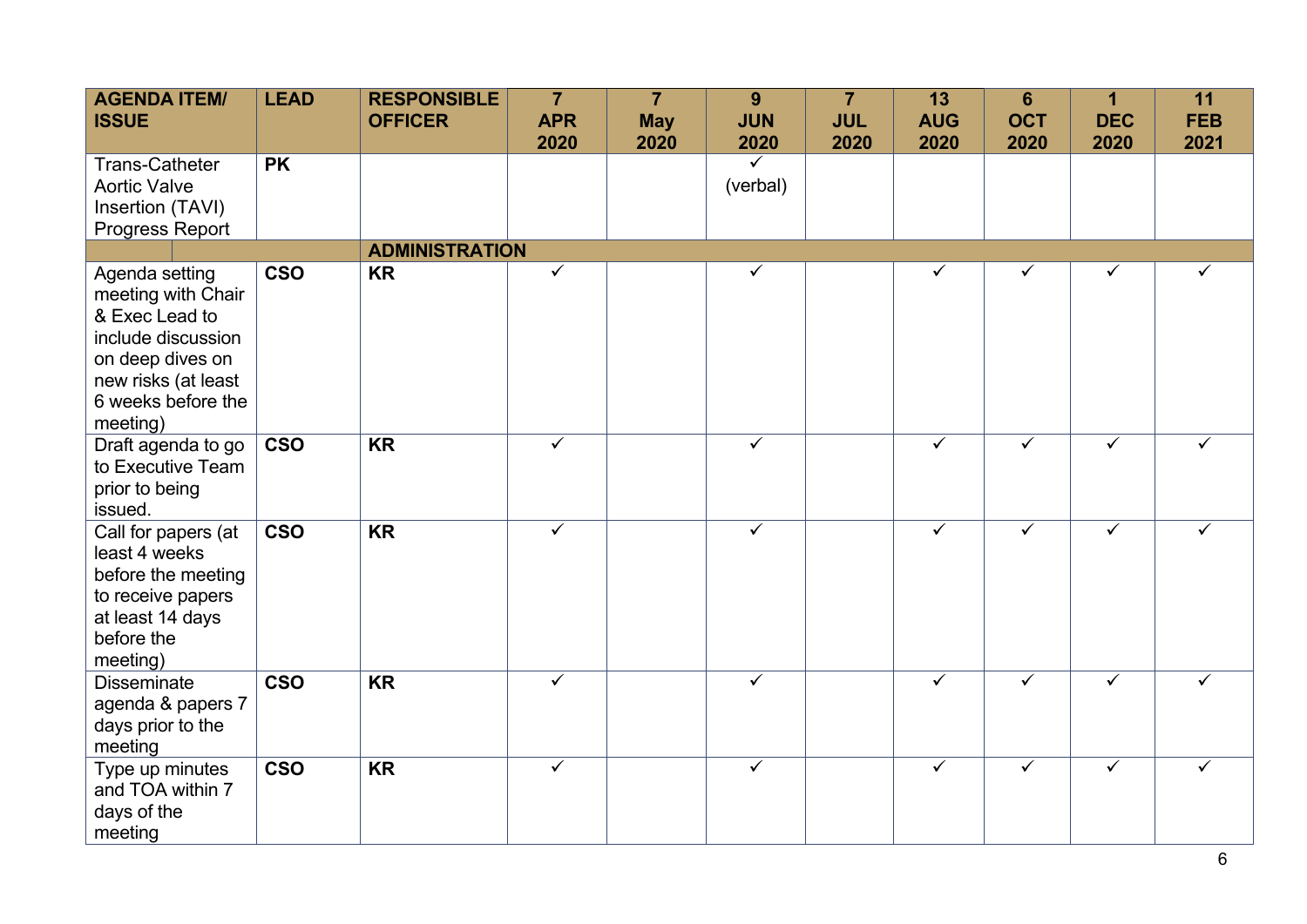| AGENDA ITEM/ ISSUE | LEAD | RESPONSIBLE OFFICER | 7 APR 2020 | 7 May 2020 | 9 JUN 2020 | 7 JUL 2020 | 13 AUG 2020 | 6 OCT 2020 | 1 DEC 2020 | 11 FEB 2021 |
|---|---|---|---|---|---|---|---|---|---|---|
| Trans-Catheter Aortic Valve Insertion (TAVI) Progress Report | PK | | | | ✓ (verbal) | | | | | |
| | | **ADMINISTRATION** | | | | | | | | |
| Agenda setting meeting with Chair & Exec Lead to include discussion on deep dives on new risks (at least 6 weeks before the meeting) | CSO | KR | ✓ | | ✓ | | ✓ | ✓ | ✓ | ✓ |
| Draft agenda to go to Executive Team prior to being issued. | CSO | KR | ✓ | | ✓ | | ✓ | ✓ | ✓ | ✓ |
| Call for papers (at least 4 weeks before the meeting to receive papers at least 14 days before the meeting) | CSO | KR | ✓ | | ✓ | | ✓ | ✓ | ✓ | ✓ |
| Disseminate agenda & papers 7 days prior to the meeting | CSO | KR | ✓ | | ✓ | | ✓ | ✓ | ✓ | ✓ |
| Type up minutes and TOA within 7 days of the meeting | CSO | KR | ✓ | | ✓ | | ✓ | ✓ | ✓ | ✓ |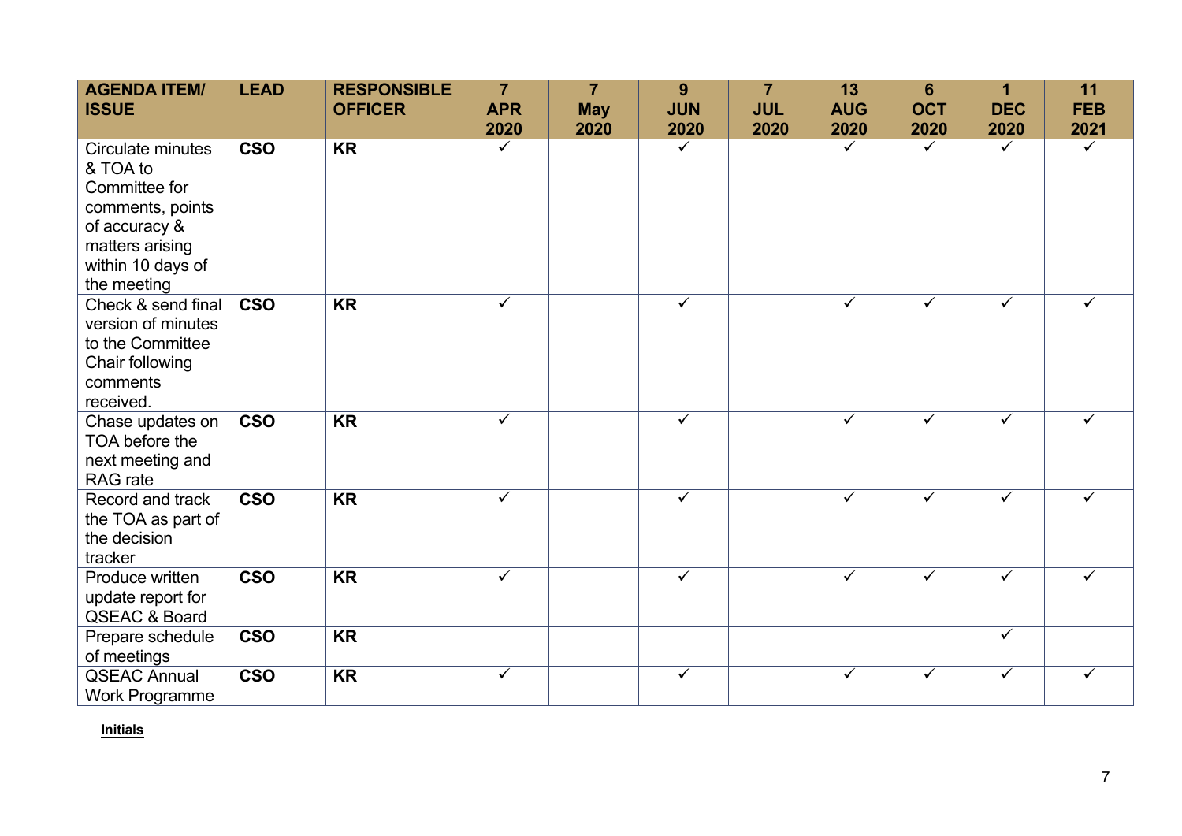| AGENDA ITEM/ ISSUE | LEAD | RESPONSIBLE OFFICER | 7 APR 2020 | 7 May 2020 | 9 JUN 2020 | 7 JUL 2020 | 13 AUG 2020 | 6 OCT 2020 | 1 DEC 2020 | 11 FEB 2021 |
|---|---|---|---|---|---|---|---|---|---|---|
| Circulate minutes & TOA to Committee for comments, points of accuracy & matters arising within 10 days of the meeting | **CSO** | **KR** | ✓ | | ✓ | | ✓ | ✓ | ✓ | ✓ |
| Check & send final version of minutes to the Committee Chair following comments received. | **CSO** | **KR** | ✓ | | ✓ | | ✓ | ✓ | ✓ | ✓ |
| Chase updates on TOA before the next meeting and RAG rate | **CSO** | **KR** | ✓ | | ✓ | | ✓ | ✓ | ✓ | ✓ |
| Record and track the TOA as part of the decision tracker | **CSO** | **KR** | ✓ | | ✓ | | ✓ | ✓ | ✓ | ✓ |
| Produce written update report for QSEAC & Board | **CSO** | **KR** | ✓ | | ✓ | | ✓ | ✓ | ✓ | ✓ |
| Prepare schedule of meetings | **CSO** | **KR** | | | | | | | ✓ | |
| QSEAC Annual Work Programme | **CSO** | **KR** | ✓ | | ✓ | | ✓ | ✓ | ✓ | ✓ |

**Initials**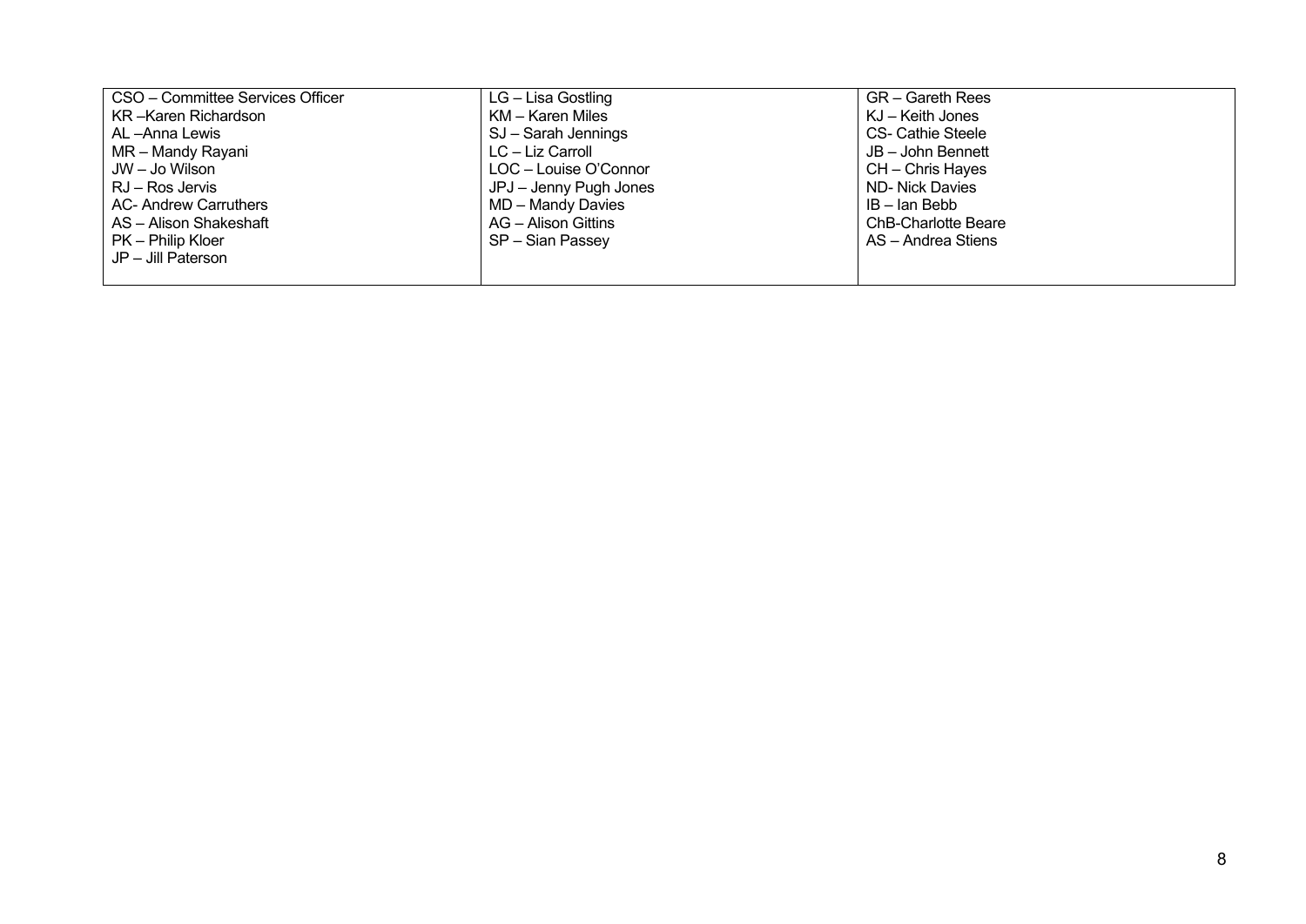| | | |
|---|---|---|
| CSO – Committee Services Officer | LG – Lisa Gostling | GR – Gareth Rees |
| KR –Karen Richardson | KM – Karen Miles | KJ – Keith Jones |
| AL –Anna Lewis | SJ – Sarah Jennings | CS- Cathie Steele |
| MR – Mandy Rayani | LC – Liz Carroll | JB – John Bennett |
| JW – Jo Wilson | LOC – Louise O'Connor | CH – Chris Hayes |
| RJ – Ros Jervis | JPJ – Jenny Pugh Jones | ND- Nick Davies |
| AC- Andrew Carruthers | MD – Mandy Davies | IB – Ian Bebb |
| AS – Alison Shakeshaft | AG – Alison Gittins | ChB-Charlotte Beare |
| PK – Philip Kloer | SP – Sian Passey | AS – Andrea Stiens |
| JP – Jill Paterson | | |